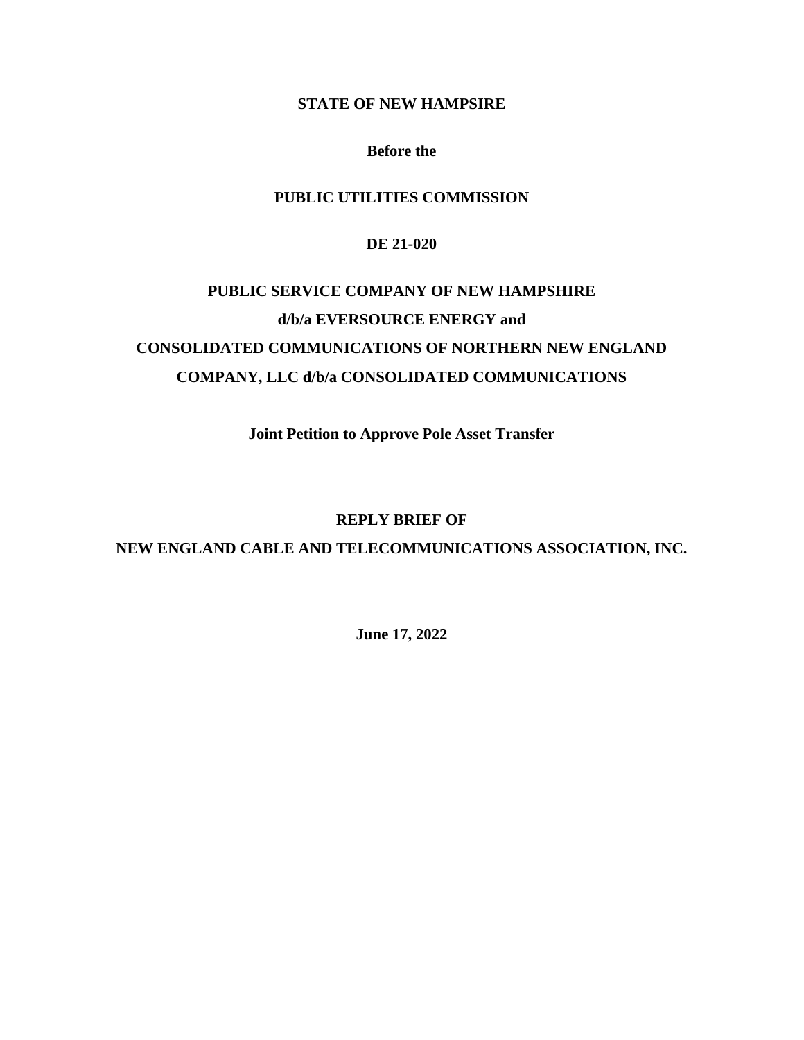**STATE OF NEW HAMPSIRE**

**Before the**

**PUBLIC UTILITIES COMMISSION**

**DE 21-020**

**PUBLIC SERVICE COMPANY OF NEW HAMPSHIRE d/b/a EVERSOURCE ENERGY and CONSOLIDATED COMMUNICATIONS OF NORTHERN NEW ENGLAND COMPANY, LLC d/b/a CONSOLIDATED COMMUNICATIONS**

**Joint Petition to Approve Pole Asset Transfer**

**REPLY BRIEF OF NEW ENGLAND CABLE AND TELECOMMUNICATIONS ASSOCIATION, INC.**

**June 17, 2022**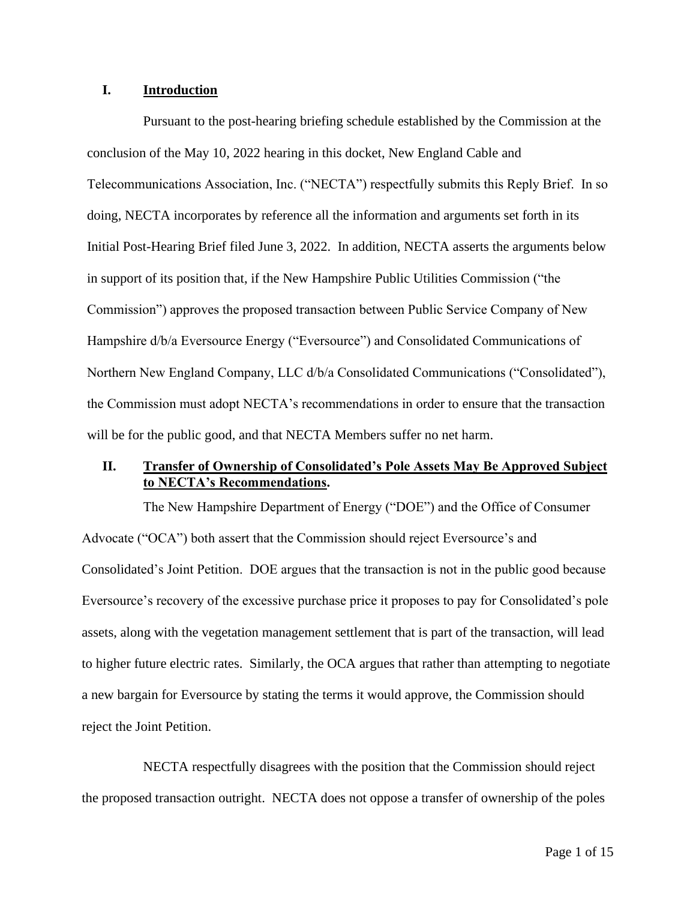## I. Introduction

Pursuant to the post-hearing briefing schedule established by the Commission at the conclusion of the May 10, 2022 hearing in this docket, New England Cable and Telecommunications Association, Inc. ("NECTA") respectfully submits this Reply Brief. In so doing, NECTA incorporates by reference all the information and arguments set forth in its Initial Post-Hearing Brief filed June 3, 2022. In addition, NECTA asserts the arguments below in support of its position that, if the New Hampshire Public Utilities Commission ("the Commission") approves the proposed transaction between Public Service Company of New Hampshire d/b/a Eversource Energy ("Eversource") and Consolidated Communications of Northern New England Company, LLC d/b/a Consolidated Communications ("Consolidated"), the Commission must adopt NECTA's recommendations in order to ensure that the transaction will be for the public good, and that NECTA Members suffer no net harm.

## II. Transfer of Ownership of Consolidated's Pole Assets May Be Approved Subject to NECTA's Recommendations.

The New Hampshire Department of Energy ("DOE") and the Office of Consumer Advocate ("OCA") both assert that the Commission should reject Eversource's and Consolidated's Joint Petition. DOE argues that the transaction is not in the public good because Eversource's recovery of the excessive purchase price it proposes to pay for Consolidated's pole assets, along with the vegetation management settlement that is part of the transaction, will lead to higher future electric rates. Similarly, the OCA argues that rather than attempting to negotiate a new bargain for Eversource by stating the terms it would approve, the Commission should reject the Joint Petition.

NECTA respectfully disagrees with the position that the Commission should reject the proposed transaction outright. NECTA does not oppose a transfer of ownership of the poles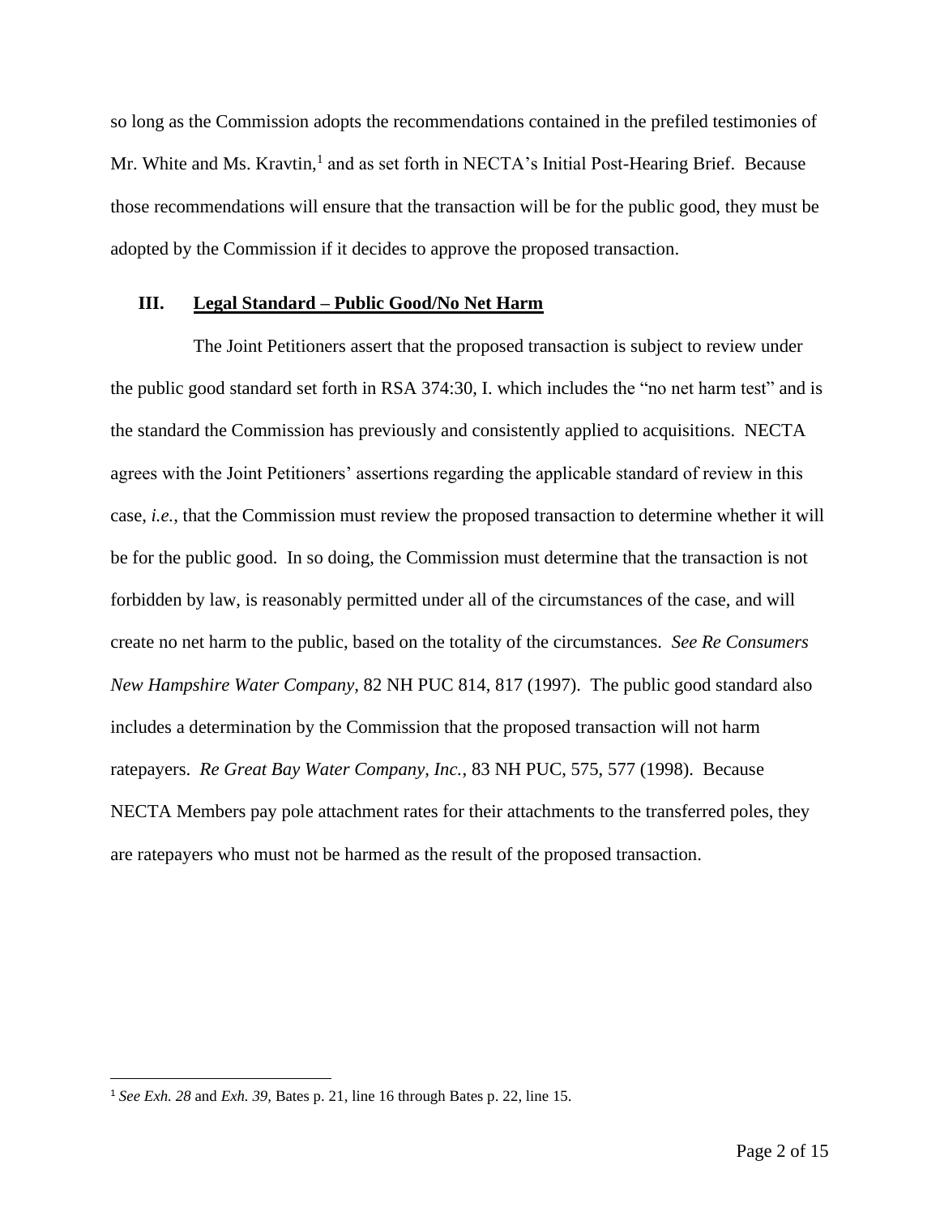so long as the Commission adopts the recommendations contained in the prefiled testimonies of Mr. White and Ms. Kravtin,[1] and as set forth in NECTA's Initial Post-Hearing Brief. Because those recommendations will ensure that the transaction will be for the public good, they must be adopted by the Commission if it decides to approve the proposed transaction.

## III. Legal Standard – Public Good/No Net Harm

The Joint Petitioners assert that the proposed transaction is subject to review under the public good standard set forth in RSA 374:30, I. which includes the "no net harm test" and is the standard the Commission has previously and consistently applied to acquisitions. NECTA agrees with the Joint Petitioners' assertions regarding the applicable standard of review in this case, *i.e.*, that the Commission must review the proposed transaction to determine whether it will be for the public good. In so doing, the Commission must determine that the transaction is not forbidden by law, is reasonably permitted under all of the circumstances of the case, and will create no net harm to the public, based on the totality of the circumstances. *See Re Consumers New Hampshire Water Company*, 82 NH PUC 814, 817 (1997). The public good standard also includes a determination by the Commission that the proposed transaction will not harm ratepayers. *Re Great Bay Water Company, Inc.*, 83 NH PUC, 575, 577 (1998). Because NECTA Members pay pole attachment rates for their attachments to the transferred poles, they are ratepayers who must not be harmed as the result of the proposed transaction.

---

[1] *See Exh. 28* and *Exh. 39*, Bates p. 21, line 16 through Bates p. 22, line 15.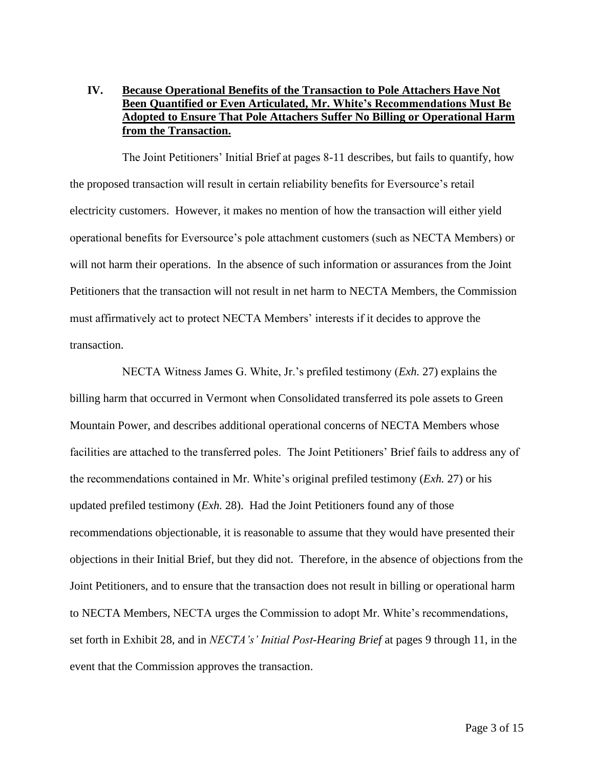## IV. Because Operational Benefits of the Transaction to Pole Attachers Have Not Been Quantified or Even Articulated, Mr. White's Recommendations Must Be Adopted to Ensure That Pole Attachers Suffer No Billing or Operational Harm from the Transaction.

The Joint Petitioners' Initial Brief at pages 8-11 describes, but fails to quantify, how the proposed transaction will result in certain reliability benefits for Eversource's retail electricity customers. However, it makes no mention of how the transaction will either yield operational benefits for Eversource's pole attachment customers (such as NECTA Members) or will not harm their operations. In the absence of such information or assurances from the Joint Petitioners that the transaction will not result in net harm to NECTA Members, the Commission must affirmatively act to protect NECTA Members' interests if it decides to approve the transaction.

NECTA Witness James G. White, Jr.'s prefiled testimony (*Exh.* 27) explains the billing harm that occurred in Vermont when Consolidated transferred its pole assets to Green Mountain Power, and describes additional operational concerns of NECTA Members whose facilities are attached to the transferred poles. The Joint Petitioners' Brief fails to address any of the recommendations contained in Mr. White's original prefiled testimony (*Exh.* 27) or his updated prefiled testimony (*Exh.* 28). Had the Joint Petitioners found any of those recommendations objectionable, it is reasonable to assume that they would have presented their objections in their Initial Brief, but they did not. Therefore, in the absence of objections from the Joint Petitioners, and to ensure that the transaction does not result in billing or operational harm to NECTA Members, NECTA urges the Commission to adopt Mr. White's recommendations, set forth in Exhibit 28, and in *NECTA's' Initial Post-Hearing Brief* at pages 9 through 11, in the event that the Commission approves the transaction.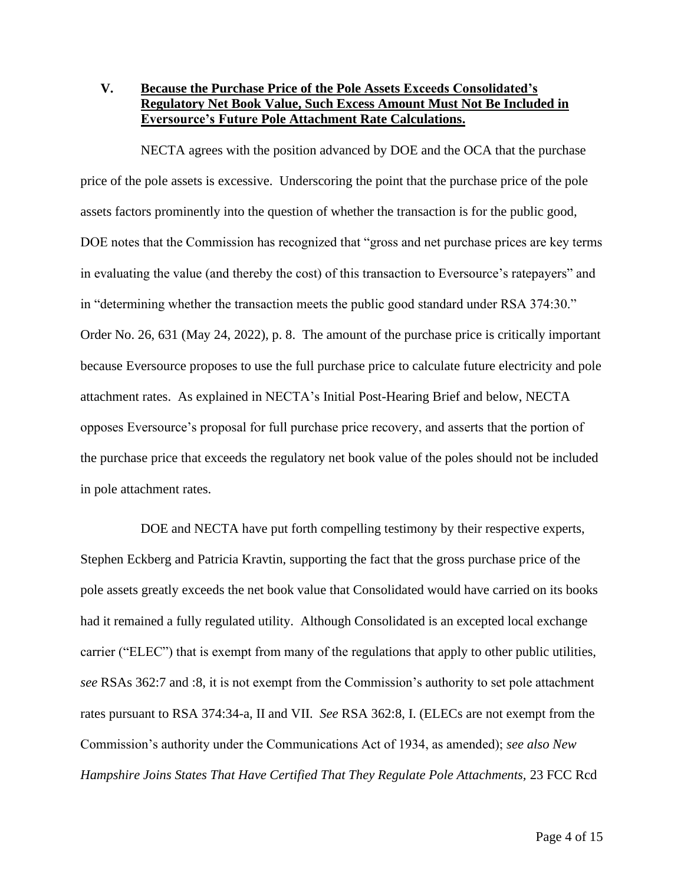## V. **Because the Purchase Price of the Pole Assets Exceeds Consolidated's Regulatory Net Book Value, Such Excess Amount Must Not Be Included in Eversource's Future Pole Attachment Rate Calculations.**

NECTA agrees with the position advanced by DOE and the OCA that the purchase price of the pole assets is excessive. Underscoring the point that the purchase price of the pole assets factors prominently into the question of whether the transaction is for the public good, DOE notes that the Commission has recognized that "gross and net purchase prices are key terms in evaluating the value (and thereby the cost) of this transaction to Eversource's ratepayers" and in "determining whether the transaction meets the public good standard under RSA 374:30." Order No. 26, 631 (May 24, 2022), p. 8. The amount of the purchase price is critically important because Eversource proposes to use the full purchase price to calculate future electricity and pole attachment rates. As explained in NECTA's Initial Post-Hearing Brief and below, NECTA opposes Eversource's proposal for full purchase price recovery, and asserts that the portion of the purchase price that exceeds the regulatory net book value of the poles should not be included in pole attachment rates.

DOE and NECTA have put forth compelling testimony by their respective experts, Stephen Eckberg and Patricia Kravtin, supporting the fact that the gross purchase price of the pole assets greatly exceeds the net book value that Consolidated would have carried on its books had it remained a fully regulated utility. Although Consolidated is an excepted local exchange carrier ("ELEC") that is exempt from many of the regulations that apply to other public utilities, *see* RSAs 362:7 and :8, it is not exempt from the Commission's authority to set pole attachment rates pursuant to RSA 374:34-a, II and VII. *See* RSA 362:8, I. (ELECs are not exempt from the Commission's authority under the Communications Act of 1934, as amended); *see also New Hampshire Joins States That Have Certified That They Regulate Pole Attachments,* 23 FCC Rcd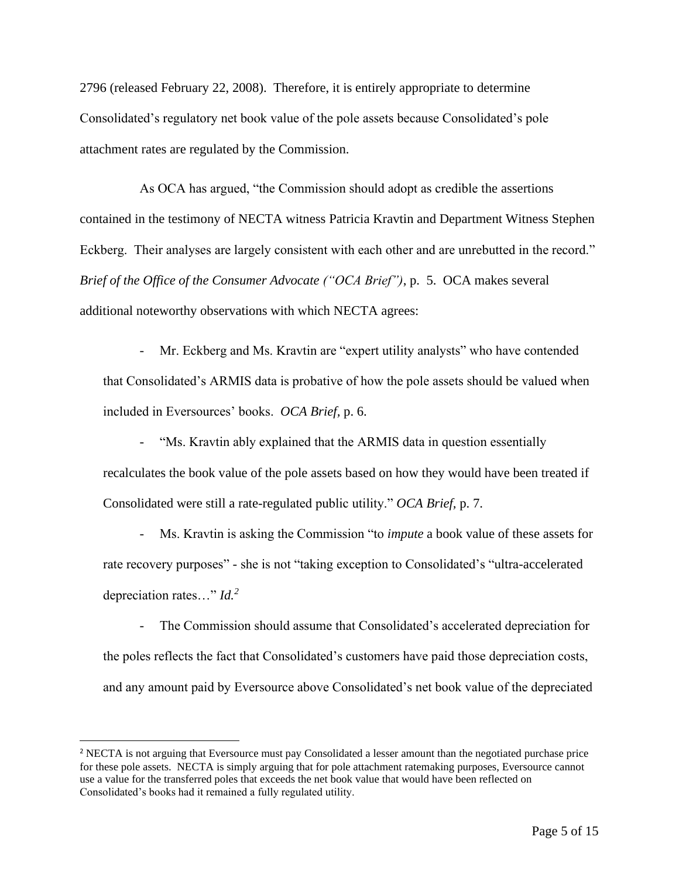2796 (released February 22, 2008). Therefore, it is entirely appropriate to determine Consolidated's regulatory net book value of the pole assets because Consolidated's pole attachment rates are regulated by the Commission.

As OCA has argued, "the Commission should adopt as credible the assertions contained in the testimony of NECTA witness Patricia Kravtin and Department Witness Stephen Eckberg. Their analyses are largely consistent with each other and are unrebutted in the record." *Brief of the Office of the Consumer Advocate ("OCA Brief")*, p. 5. OCA makes several additional noteworthy observations with which NECTA agrees:

- Mr. Eckberg and Ms. Kravtin are "expert utility analysts" who have contended that Consolidated's ARMIS data is probative of how the pole assets should be valued when included in Eversources' books. *OCA Brief*, p. 6.

- "Ms. Kravtin ably explained that the ARMIS data in question essentially recalculates the book value of the pole assets based on how they would have been treated if Consolidated were still a rate-regulated public utility." *OCA Brief*, p. 7.

- Ms. Kravtin is asking the Commission "to *impute* a book value of these assets for rate recovery purposes" - she is not "taking exception to Consolidated's "ultra-accelerated depreciation rates…" *Id.*[2]

- The Commission should assume that Consolidated's accelerated depreciation for the poles reflects the fact that Consolidated's customers have paid those depreciation costs, and any amount paid by Eversource above Consolidated's net book value of the depreciated

[2] NECTA is not arguing that Eversource must pay Consolidated a lesser amount than the negotiated purchase price for these pole assets. NECTA is simply arguing that for pole attachment ratemaking purposes, Eversource cannot use a value for the transferred poles that exceeds the net book value that would have been reflected on Consolidated's books had it remained a fully regulated utility.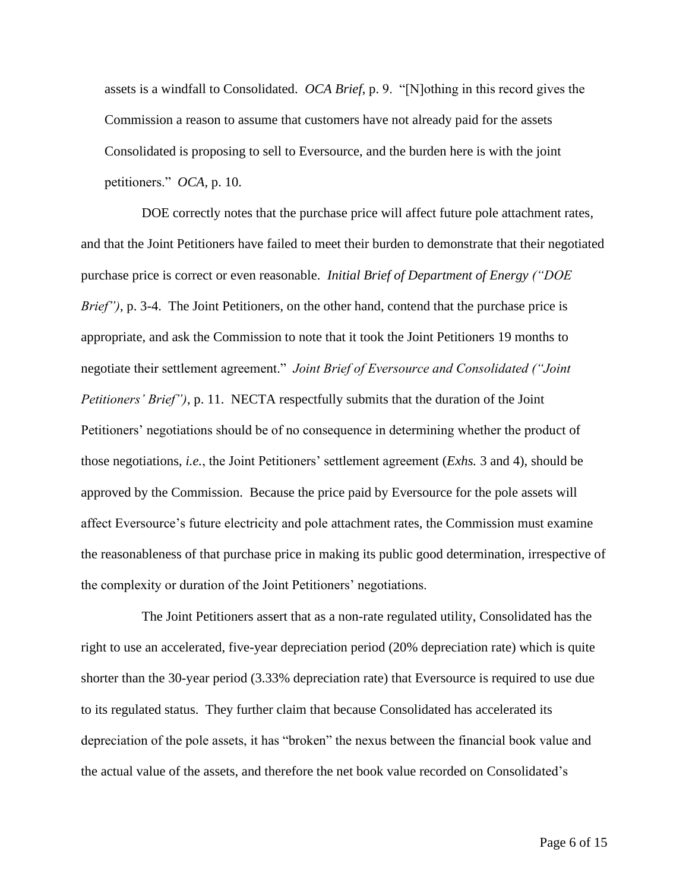assets is a windfall to Consolidated. *OCA Brief*, p. 9. "[N]othing in this record gives the Commission a reason to assume that customers have not already paid for the assets Consolidated is proposing to sell to Eversource, and the burden here is with the joint petitioners." *OCA*, p. 10.

DOE correctly notes that the purchase price will affect future pole attachment rates, and that the Joint Petitioners have failed to meet their burden to demonstrate that their negotiated purchase price is correct or even reasonable. *Initial Brief of Department of Energy ("DOE Brief")*, p. 3-4. The Joint Petitioners, on the other hand, contend that the purchase price is appropriate, and ask the Commission to note that it took the Joint Petitioners 19 months to negotiate their settlement agreement." *Joint Brief of Eversource and Consolidated ("Joint Petitioners' Brief")*, p. 11. NECTA respectfully submits that the duration of the Joint Petitioners' negotiations should be of no consequence in determining whether the product of those negotiations, *i.e.*, the Joint Petitioners' settlement agreement (*Exhs.* 3 and 4), should be approved by the Commission. Because the price paid by Eversource for the pole assets will affect Eversource's future electricity and pole attachment rates, the Commission must examine the reasonableness of that purchase price in making its public good determination, irrespective of the complexity or duration of the Joint Petitioners' negotiations.

The Joint Petitioners assert that as a non-rate regulated utility, Consolidated has the right to use an accelerated, five-year depreciation period (20% depreciation rate) which is quite shorter than the 30-year period (3.33% depreciation rate) that Eversource is required to use due to its regulated status. They further claim that because Consolidated has accelerated its depreciation of the pole assets, it has "broken" the nexus between the financial book value and the actual value of the assets, and therefore the net book value recorded on Consolidated's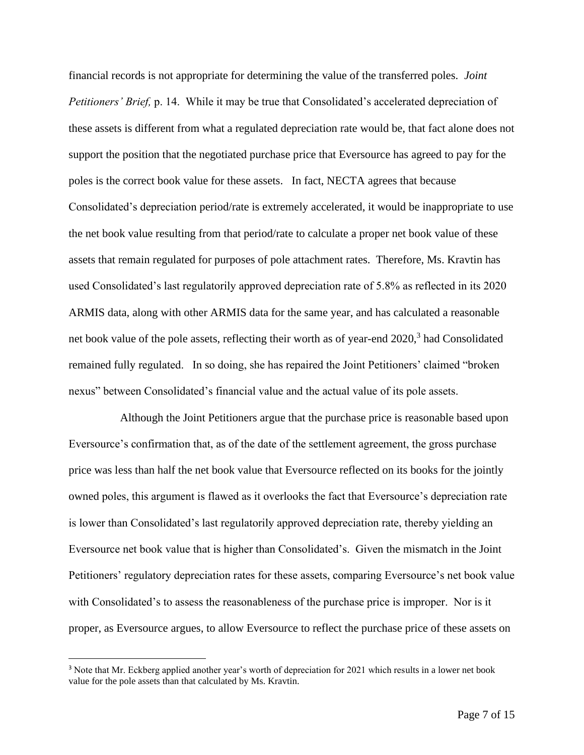financial records is not appropriate for determining the value of the transferred poles. *Joint Petitioners' Brief,* p. 14. While it may be true that Consolidated's accelerated depreciation of these assets is different from what a regulated depreciation rate would be, that fact alone does not support the position that the negotiated purchase price that Eversource has agreed to pay for the poles is the correct book value for these assets. In fact, NECTA agrees that because Consolidated's depreciation period/rate is extremely accelerated, it would be inappropriate to use the net book value resulting from that period/rate to calculate a proper net book value of these assets that remain regulated for purposes of pole attachment rates. Therefore, Ms. Kravtin has used Consolidated's last regulatorily approved depreciation rate of 5.8% as reflected in its 2020 ARMIS data, along with other ARMIS data for the same year, and has calculated a reasonable net book value of the pole assets, reflecting their worth as of year-end 2020,[3] had Consolidated remained fully regulated. In so doing, she has repaired the Joint Petitioners' claimed "broken nexus" between Consolidated's financial value and the actual value of its pole assets.

Although the Joint Petitioners argue that the purchase price is reasonable based upon Eversource's confirmation that, as of the date of the settlement agreement, the gross purchase price was less than half the net book value that Eversource reflected on its books for the jointly owned poles, this argument is flawed as it overlooks the fact that Eversource's depreciation rate is lower than Consolidated's last regulatorily approved depreciation rate, thereby yielding an Eversource net book value that is higher than Consolidated's. Given the mismatch in the Joint Petitioners' regulatory depreciation rates for these assets, comparing Eversource's net book value with Consolidated's to assess the reasonableness of the purchase price is improper. Nor is it proper, as Eversource argues, to allow Eversource to reflect the purchase price of these assets on

[3] Note that Mr. Eckberg applied another year's worth of depreciation for 2021 which results in a lower net book value for the pole assets than that calculated by Ms. Kravtin.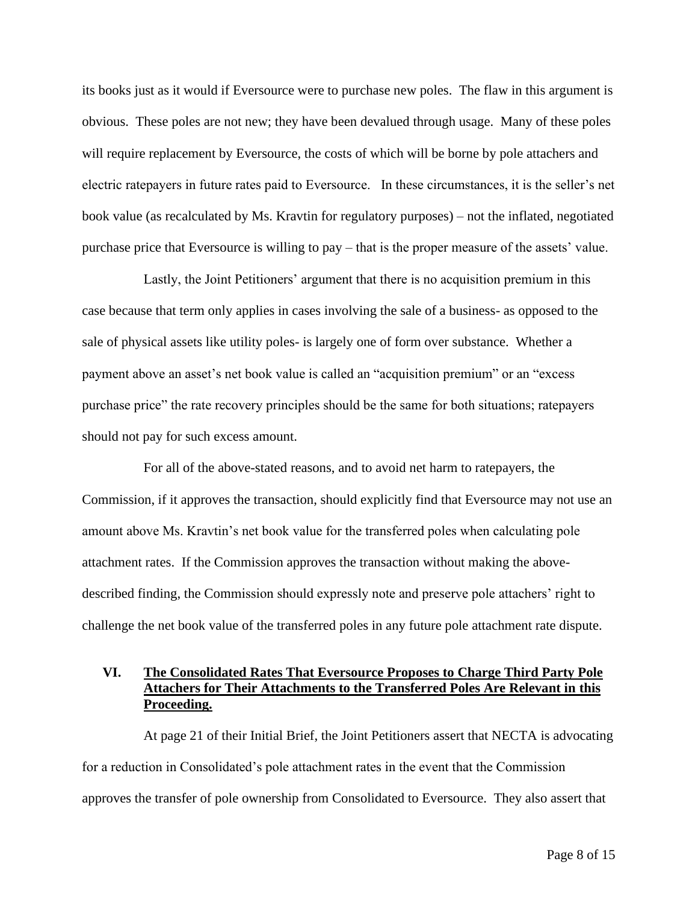its books just as it would if Eversource were to purchase new poles. The flaw in this argument is obvious. These poles are not new; they have been devalued through usage. Many of these poles will require replacement by Eversource, the costs of which will be borne by pole attachers and electric ratepayers in future rates paid to Eversource. In these circumstances, it is the seller's net book value (as recalculated by Ms. Kravtin for regulatory purposes) – not the inflated, negotiated purchase price that Eversource is willing to pay – that is the proper measure of the assets' value.

Lastly, the Joint Petitioners' argument that there is no acquisition premium in this case because that term only applies in cases involving the sale of a business- as opposed to the sale of physical assets like utility poles- is largely one of form over substance. Whether a payment above an asset's net book value is called an "acquisition premium" or an "excess purchase price" the rate recovery principles should be the same for both situations; ratepayers should not pay for such excess amount.

For all of the above-stated reasons, and to avoid net harm to ratepayers, the Commission, if it approves the transaction, should explicitly find that Eversource may not use an amount above Ms. Kravtin's net book value for the transferred poles when calculating pole attachment rates. If the Commission approves the transaction without making the above-described finding, the Commission should expressly note and preserve pole attachers' right to challenge the net book value of the transferred poles in any future pole attachment rate dispute.

## VI. **The Consolidated Rates That Eversource Proposes to Charge Third Party Pole Attachers for Their Attachments to the Transferred Poles Are Relevant in this Proceeding.**

At page 21 of their Initial Brief, the Joint Petitioners assert that NECTA is advocating for a reduction in Consolidated's pole attachment rates in the event that the Commission approves the transfer of pole ownership from Consolidated to Eversource. They also assert that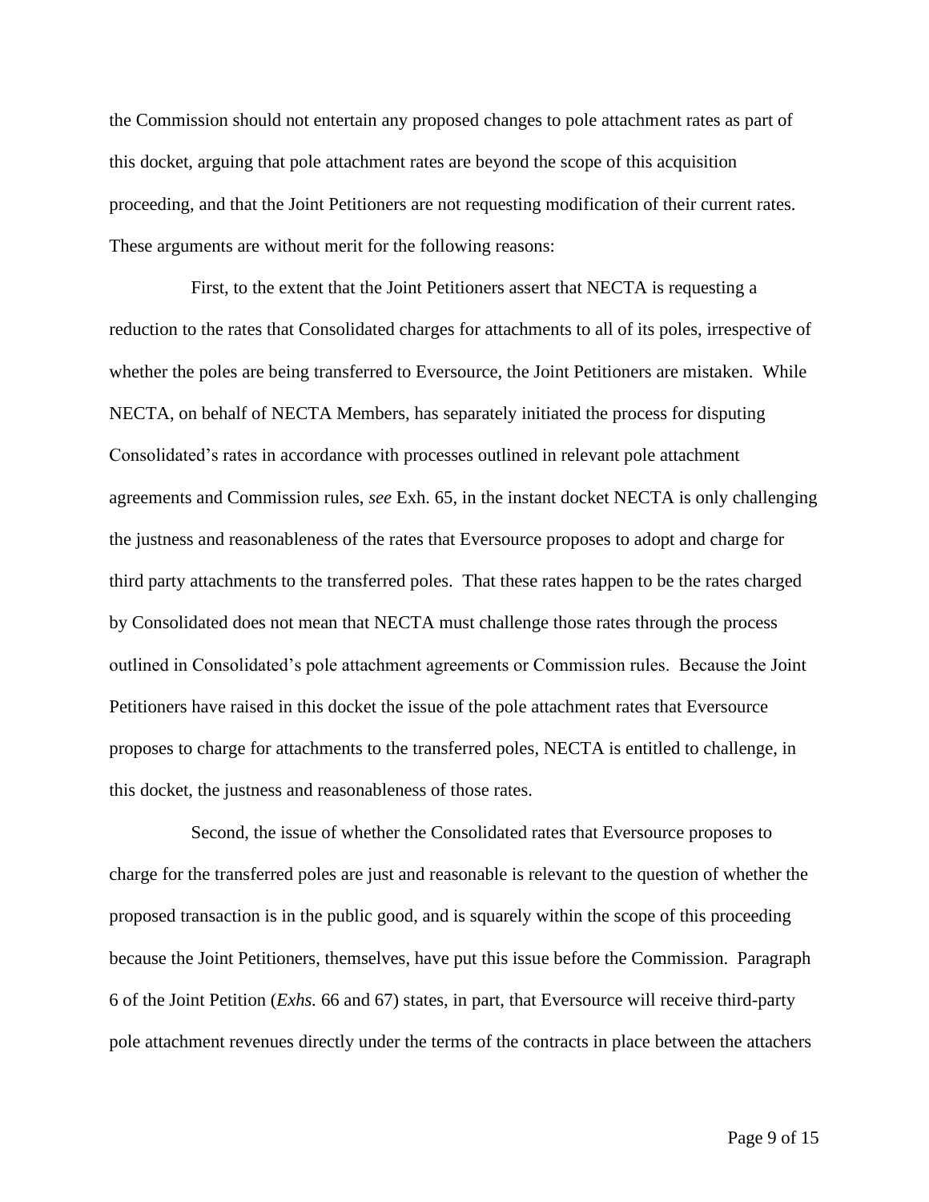the Commission should not entertain any proposed changes to pole attachment rates as part of this docket, arguing that pole attachment rates are beyond the scope of this acquisition proceeding, and that the Joint Petitioners are not requesting modification of their current rates. These arguments are without merit for the following reasons:

First, to the extent that the Joint Petitioners assert that NECTA is requesting a reduction to the rates that Consolidated charges for attachments to all of its poles, irrespective of whether the poles are being transferred to Eversource, the Joint Petitioners are mistaken. While NECTA, on behalf of NECTA Members, has separately initiated the process for disputing Consolidated's rates in accordance with processes outlined in relevant pole attachment agreements and Commission rules, *see* Exh. 65, in the instant docket NECTA is only challenging the justness and reasonableness of the rates that Eversource proposes to adopt and charge for third party attachments to the transferred poles. That these rates happen to be the rates charged by Consolidated does not mean that NECTA must challenge those rates through the process outlined in Consolidated's pole attachment agreements or Commission rules. Because the Joint Petitioners have raised in this docket the issue of the pole attachment rates that Eversource proposes to charge for attachments to the transferred poles, NECTA is entitled to challenge, in this docket, the justness and reasonableness of those rates.

Second, the issue of whether the Consolidated rates that Eversource proposes to charge for the transferred poles are just and reasonable is relevant to the question of whether the proposed transaction is in the public good, and is squarely within the scope of this proceeding because the Joint Petitioners, themselves, have put this issue before the Commission. Paragraph 6 of the Joint Petition (*Exhs.* 66 and 67) states, in part, that Eversource will receive third-party pole attachment revenues directly under the terms of the contracts in place between the attachers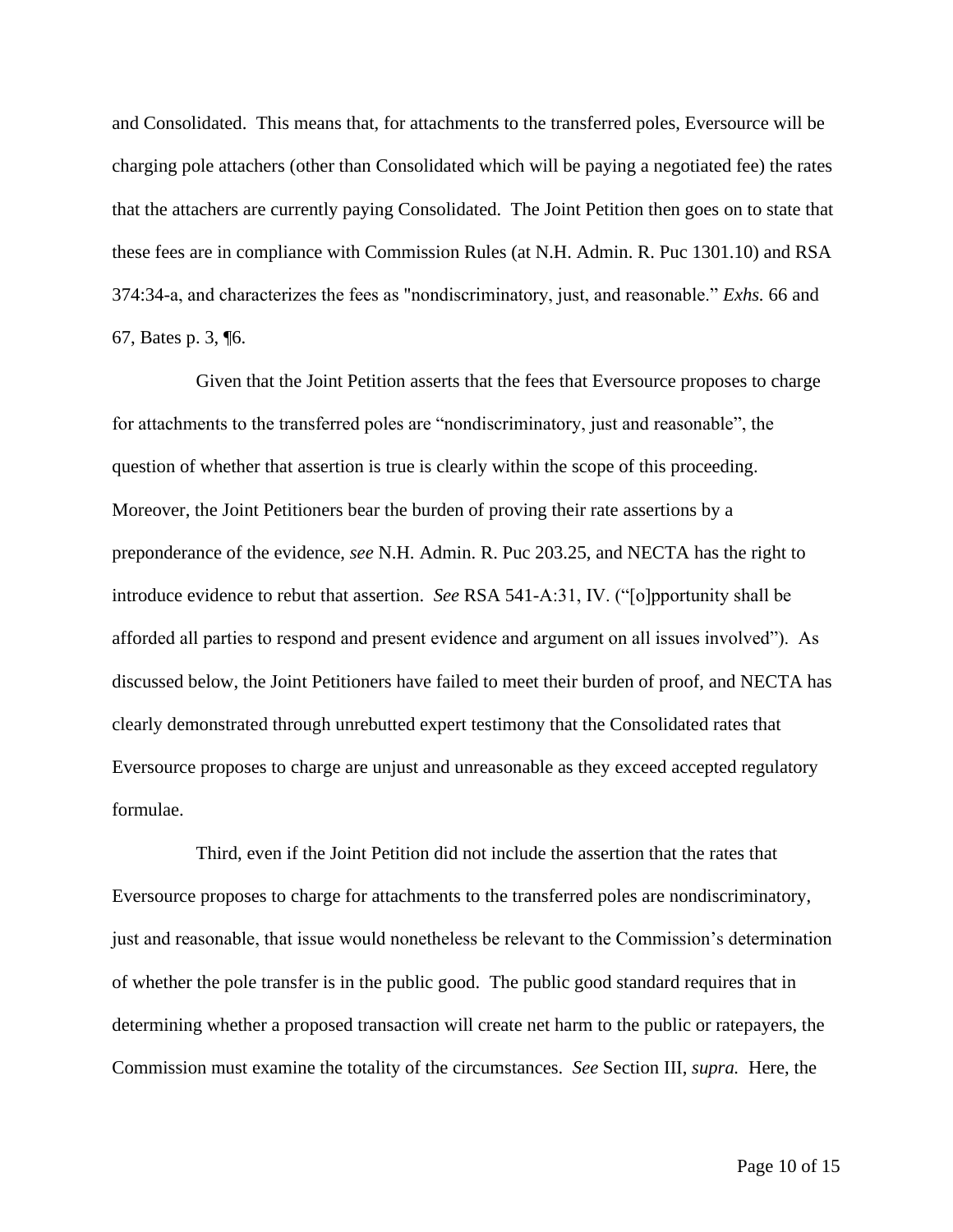and Consolidated. This means that, for attachments to the transferred poles, Eversource will be charging pole attachers (other than Consolidated which will be paying a negotiated fee) the rates that the attachers are currently paying Consolidated. The Joint Petition then goes on to state that these fees are in compliance with Commission Rules (at N.H. Admin. R. Puc 1301.10) and RSA 374:34-a, and characterizes the fees as "nondiscriminatory, just, and reasonable." *Exhs.* 66 and 67, Bates p. 3, ¶6.

Given that the Joint Petition asserts that the fees that Eversource proposes to charge for attachments to the transferred poles are "nondiscriminatory, just and reasonable", the question of whether that assertion is true is clearly within the scope of this proceeding. Moreover, the Joint Petitioners bear the burden of proving their rate assertions by a preponderance of the evidence, *see* N.H. Admin. R. Puc 203.25, and NECTA has the right to introduce evidence to rebut that assertion. *See* RSA 541-A:31, IV. ("[o]pportunity shall be afforded all parties to respond and present evidence and argument on all issues involved"). As discussed below, the Joint Petitioners have failed to meet their burden of proof, and NECTA has clearly demonstrated through unrebutted expert testimony that the Consolidated rates that Eversource proposes to charge are unjust and unreasonable as they exceed accepted regulatory formulae.

Third, even if the Joint Petition did not include the assertion that the rates that Eversource proposes to charge for attachments to the transferred poles are nondiscriminatory, just and reasonable, that issue would nonetheless be relevant to the Commission's determination of whether the pole transfer is in the public good. The public good standard requires that in determining whether a proposed transaction will create net harm to the public or ratepayers, the Commission must examine the totality of the circumstances. *See* Section III, *supra.* Here, the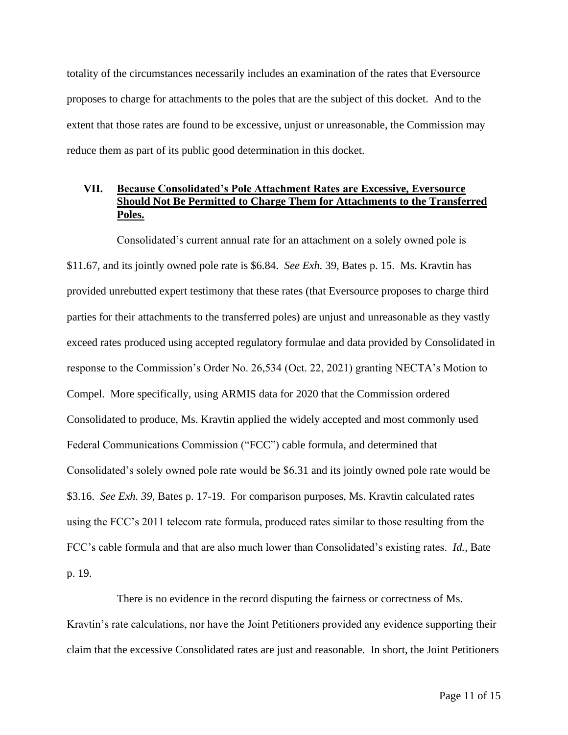totality of the circumstances necessarily includes an examination of the rates that Eversource proposes to charge for attachments to the poles that are the subject of this docket. And to the extent that those rates are found to be excessive, unjust or unreasonable, the Commission may reduce them as part of its public good determination in this docket.

## VII. Because Consolidated's Pole Attachment Rates are Excessive, Eversource Should Not Be Permitted to Charge Them for Attachments to the Transferred Poles.

Consolidated's current annual rate for an attachment on a solely owned pole is $11.67, and its jointly owned pole rate is $6.84. *See Exh.* 39, Bates p. 15. Ms. Kravtin has provided unrebutted expert testimony that these rates (that Eversource proposes to charge third parties for their attachments to the transferred poles) are unjust and unreasonable as they vastly exceed rates produced using accepted regulatory formulae and data provided by Consolidated in response to the Commission's Order No. 26,534 (Oct. 22, 2021) granting NECTA's Motion to Compel. More specifically, using ARMIS data for 2020 that the Commission ordered Consolidated to produce, Ms. Kravtin applied the widely accepted and most commonly used Federal Communications Commission ("FCC") cable formula, and determined that Consolidated's solely owned pole rate would be $6.31 and its jointly owned pole rate would be $3.16. *See Exh. 39,* Bates p. 17-19. For comparison purposes, Ms. Kravtin calculated rates using the FCC's 2011 telecom rate formula, produced rates similar to those resulting from the FCC's cable formula and that are also much lower than Consolidated's existing rates. *Id.,* Bate p. 19.

There is no evidence in the record disputing the fairness or correctness of Ms. Kravtin's rate calculations, nor have the Joint Petitioners provided any evidence supporting their claim that the excessive Consolidated rates are just and reasonable. In short, the Joint Petitioners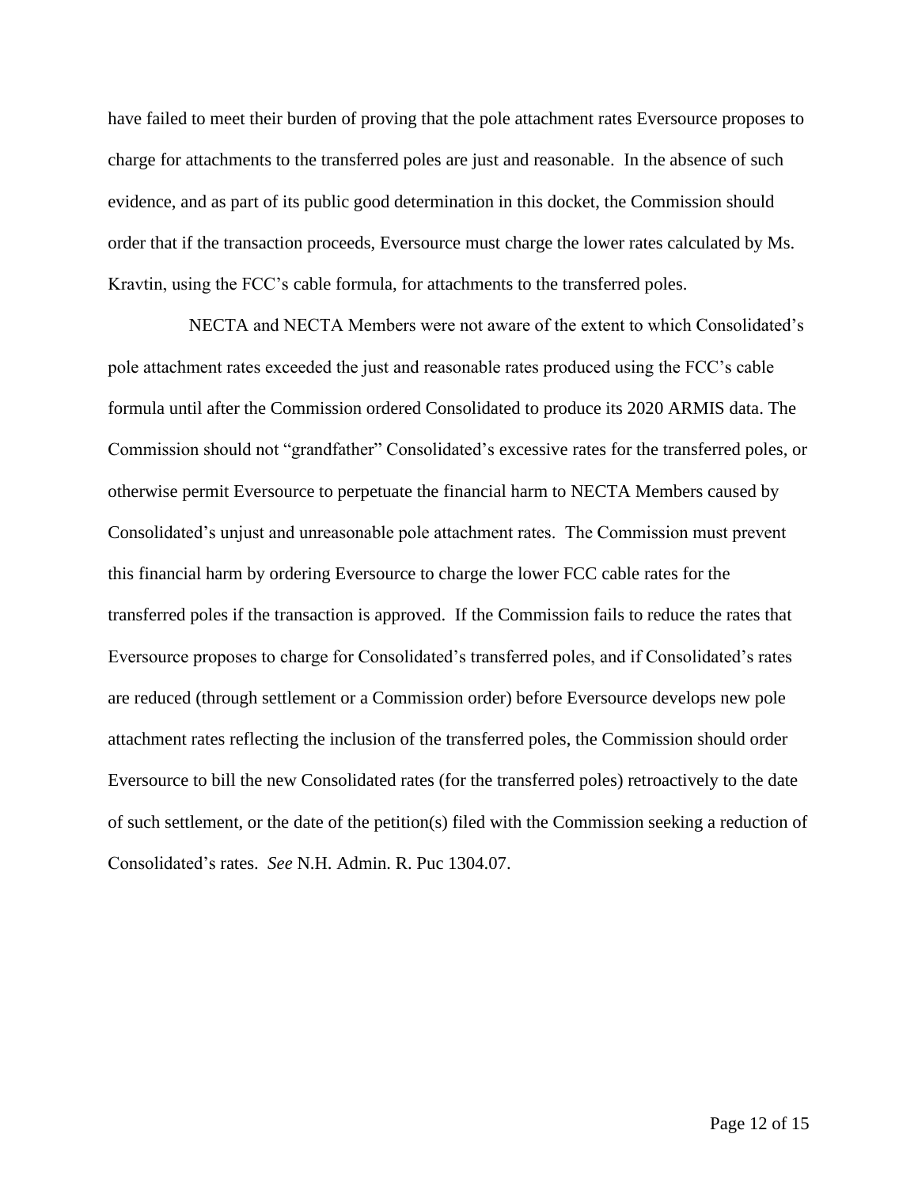have failed to meet their burden of proving that the pole attachment rates Eversource proposes to charge for attachments to the transferred poles are just and reasonable. In the absence of such evidence, and as part of its public good determination in this docket, the Commission should order that if the transaction proceeds, Eversource must charge the lower rates calculated by Ms. Kravtin, using the FCC's cable formula, for attachments to the transferred poles.

NECTA and NECTA Members were not aware of the extent to which Consolidated's pole attachment rates exceeded the just and reasonable rates produced using the FCC's cable formula until after the Commission ordered Consolidated to produce its 2020 ARMIS data. The Commission should not "grandfather" Consolidated's excessive rates for the transferred poles, or otherwise permit Eversource to perpetuate the financial harm to NECTA Members caused by Consolidated's unjust and unreasonable pole attachment rates. The Commission must prevent this financial harm by ordering Eversource to charge the lower FCC cable rates for the transferred poles if the transaction is approved. If the Commission fails to reduce the rates that Eversource proposes to charge for Consolidated's transferred poles, and if Consolidated's rates are reduced (through settlement or a Commission order) before Eversource develops new pole attachment rates reflecting the inclusion of the transferred poles, the Commission should order Eversource to bill the new Consolidated rates (for the transferred poles) retroactively to the date of such settlement, or the date of the petition(s) filed with the Commission seeking a reduction of Consolidated's rates. *See* N.H. Admin. R. Puc 1304.07.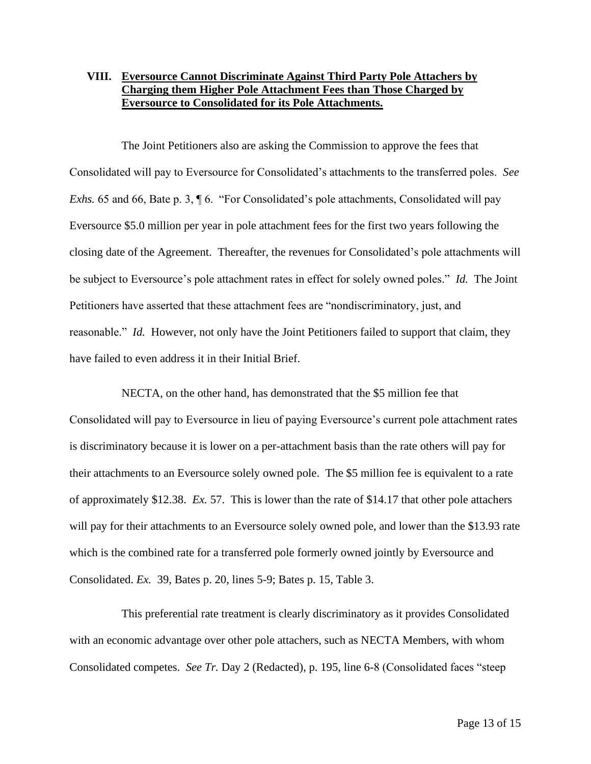## VIII. **Eversource Cannot Discriminate Against Third Party Pole Attachers by Charging them Higher Pole Attachment Fees than Those Charged by Eversource to Consolidated for its Pole Attachments.**

The Joint Petitioners also are asking the Commission to approve the fees that Consolidated will pay to Eversource for Consolidated's attachments to the transferred poles. *See Exhs.* 65 and 66, Bate p. 3, ¶ 6. "For Consolidated's pole attachments, Consolidated will pay Eversource $5.0 million per year in pole attachment fees for the first two years following the closing date of the Agreement. Thereafter, the revenues for Consolidated's pole attachments will be subject to Eversource's pole attachment rates in effect for solely owned poles." *Id.* The Joint Petitioners have asserted that these attachment fees are "nondiscriminatory, just, and reasonable." *Id.* However, not only have the Joint Petitioners failed to support that claim, they have failed to even address it in their Initial Brief.

NECTA, on the other hand, has demonstrated that the $5 million fee that Consolidated will pay to Eversource in lieu of paying Eversource's current pole attachment rates is discriminatory because it is lower on a per-attachment basis than the rate others will pay for their attachments to an Eversource solely owned pole. The $5 million fee is equivalent to a rate of approximately $12.38. *Ex.* 57. This is lower than the rate of $14.17 that other pole attachers will pay for their attachments to an Eversource solely owned pole, and lower than the $13.93 rate which is the combined rate for a transferred pole formerly owned jointly by Eversource and Consolidated. *Ex.* 39, Bates p. 20, lines 5-9; Bates p. 15, Table 3.

This preferential rate treatment is clearly discriminatory as it provides Consolidated with an economic advantage over other pole attachers, such as NECTA Members, with whom Consolidated competes. *See Tr.* Day 2 (Redacted), p. 195, line 6-8 (Consolidated faces "steep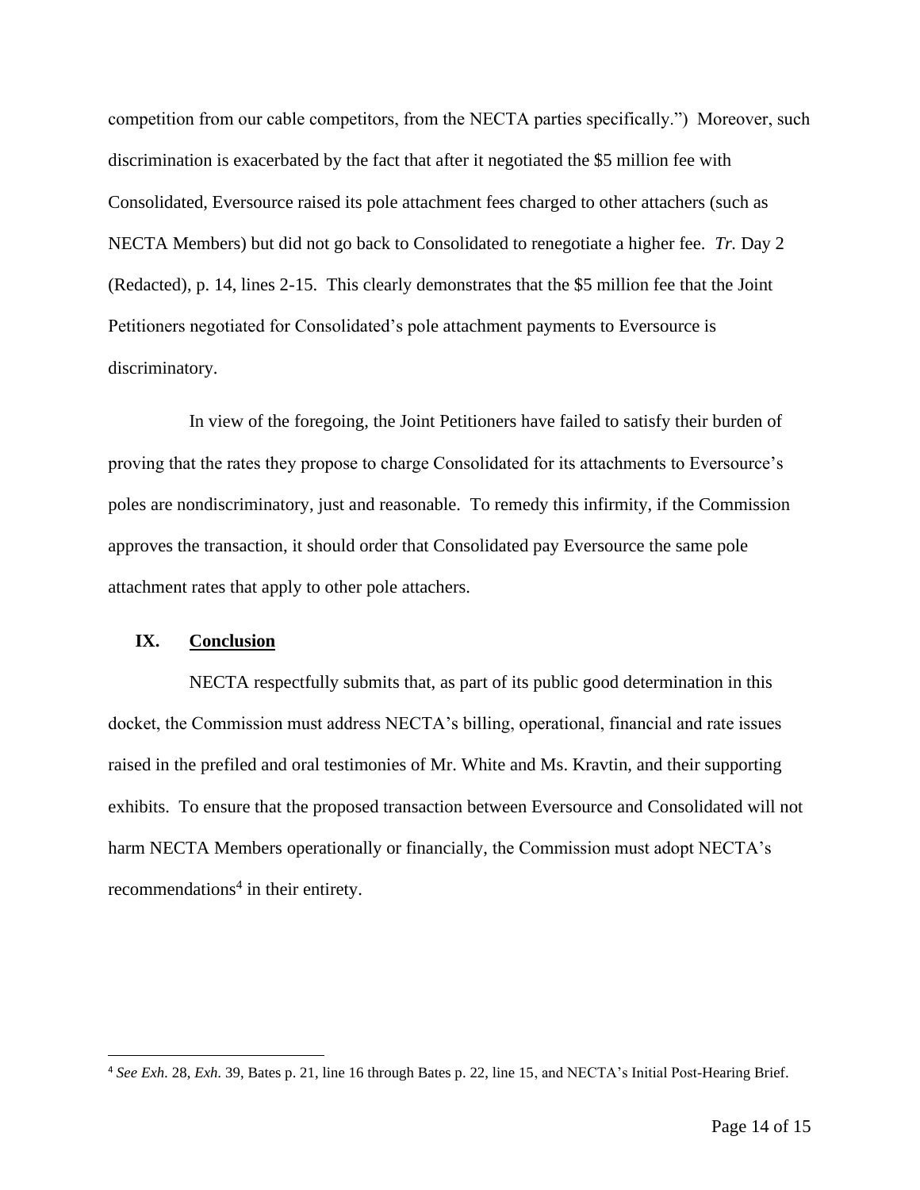competition from our cable competitors, from the NECTA parties specifically.") Moreover, such discrimination is exacerbated by the fact that after it negotiated the $5 million fee with Consolidated, Eversource raised its pole attachment fees charged to other attachers (such as NECTA Members) but did not go back to Consolidated to renegotiate a higher fee. *Tr.* Day 2 (Redacted), p. 14, lines 2-15. This clearly demonstrates that the $5 million fee that the Joint Petitioners negotiated for Consolidated's pole attachment payments to Eversource is discriminatory.

In view of the foregoing, the Joint Petitioners have failed to satisfy their burden of proving that the rates they propose to charge Consolidated for its attachments to Eversource's poles are nondiscriminatory, just and reasonable. To remedy this infirmity, if the Commission approves the transaction, it should order that Consolidated pay Eversource the same pole attachment rates that apply to other pole attachers.

## IX. Conclusion

NECTA respectfully submits that, as part of its public good determination in this docket, the Commission must address NECTA's billing, operational, financial and rate issues raised in the prefiled and oral testimonies of Mr. White and Ms. Kravtin, and their supporting exhibits. To ensure that the proposed transaction between Eversource and Consolidated will not harm NECTA Members operationally or financially, the Commission must adopt NECTA's recommendations[4] in their entirety.

---

[4] *See Exh.* 28, *Exh.* 39, Bates p. 21, line 16 through Bates p. 22, line 15, and NECTA's Initial Post-Hearing Brief.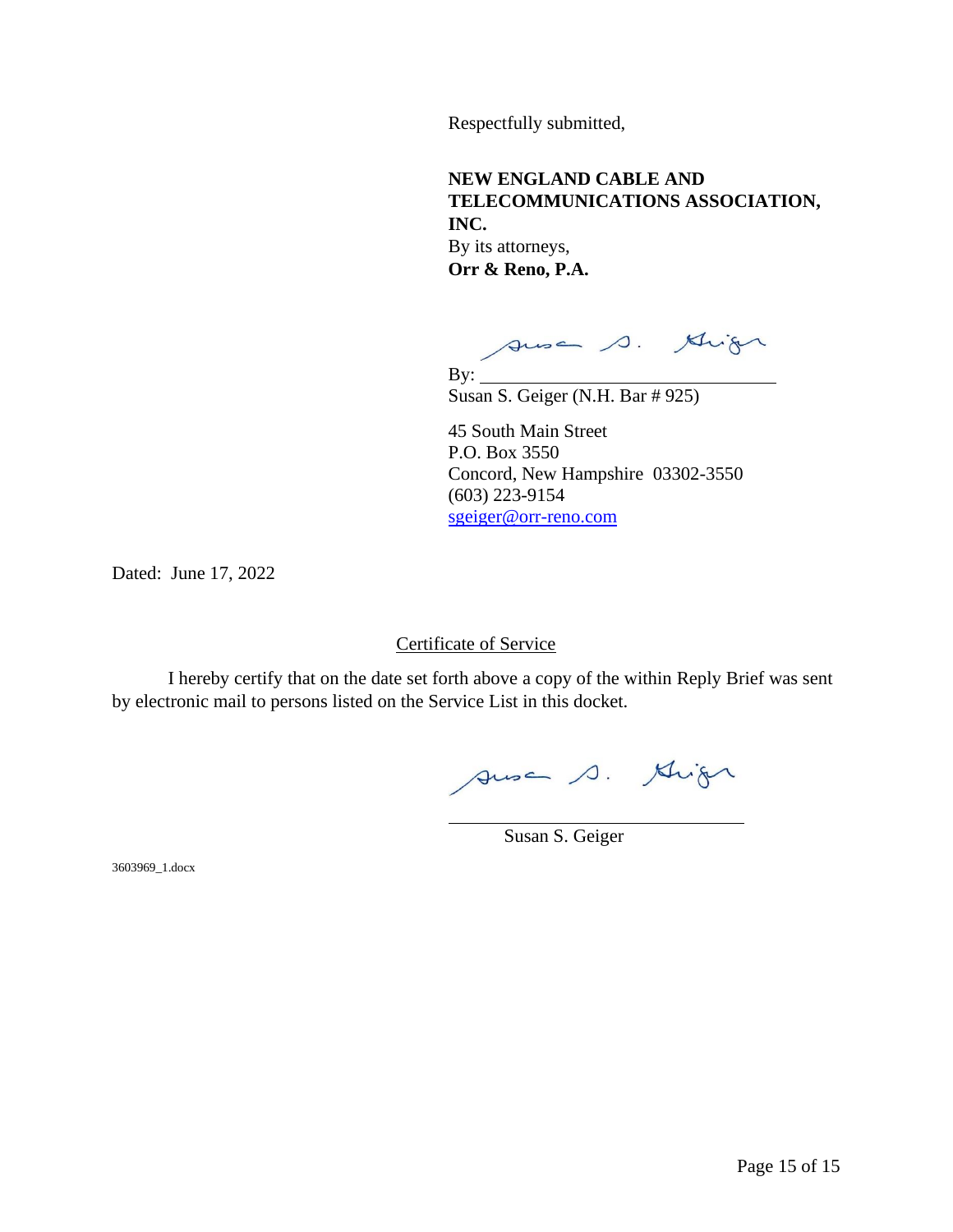Respectfully submitted,

**NEW ENGLAND CABLE AND TELECOMMUNICATIONS ASSOCIATION, INC.**
By its attorneys,
**Orr & Reno, P.A.**

By: ______________________________
Susan S. Geiger (N.H. Bar # 925)

45 South Main Street
P.O. Box 3550
Concord, New Hampshire 03302-3550
(603) 223-9154
sgeiger@orr-reno.com

Dated: June 17, 2022

Certificate of Service

I hereby certify that on the date set forth above a copy of the within Reply Brief was sent by electronic mail to persons listed on the Service List in this docket.

______________________________
Susan S. Geiger

3603969_1.docx